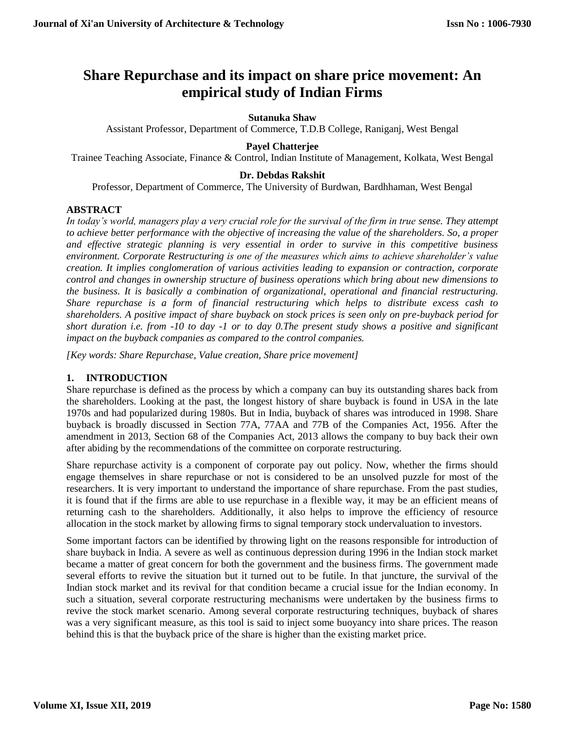# Share Repurchase and its impact on share price movement: An empirical study of Indian Firms

**Sutanuka Shaw**
Assistant Professor, Department of Commerce, T.D.B College, Raniganj, West Bengal

**Payel Chatterjee**
Trainee Teaching Associate, Finance & Control, Indian Institute of Management, Kolkata, West Bengal

**Dr. Debdas Rakshit**
Professor, Department of Commerce, The University of Burdwan, Bardhhaman, West Bengal

## ABSTRACT

*In today's world, managers play a very crucial role for the survival of the firm in true sense. They attempt to achieve better performance with the objective of increasing the value of the shareholders. So, a proper and effective strategic planning is very essential in order to survive in this competitive business environment. Corporate Restructuring is one of the measures which aims to achieve shareholder's value creation. It implies conglomeration of various activities leading to expansion or contraction, corporate control and changes in ownership structure of business operations which bring about new dimensions to the business. It is basically a combination of organizational, operational and financial restructuring. Share repurchase is a form of financial restructuring which helps to distribute excess cash to shareholders. A positive impact of share buyback on stock prices is seen only on pre-buyback period for short duration i.e. from -10 to day -1 or to day 0.The present study shows a positive and significant impact on the buyback companies as compared to the control companies.*

*[Key words: Share Repurchase, Value creation, Share price movement]*

## 1. INTRODUCTION

Share repurchase is defined as the process by which a company can buy its outstanding shares back from the shareholders. Looking at the past, the longest history of share buyback is found in USA in the late 1970s and had popularized during 1980s. But in India, buyback of shares was introduced in 1998. Share buyback is broadly discussed in Section 77A, 77AA and 77B of the Companies Act, 1956. After the amendment in 2013, Section 68 of the Companies Act, 2013 allows the company to buy back their own after abiding by the recommendations of the committee on corporate restructuring.

Share repurchase activity is a component of corporate pay out policy. Now, whether the firms should engage themselves in share repurchase or not is considered to be an unsolved puzzle for most of the researchers. It is very important to understand the importance of share repurchase. From the past studies, it is found that if the firms are able to use repurchase in a flexible way, it may be an efficient means of returning cash to the shareholders. Additionally, it also helps to improve the efficiency of resource allocation in the stock market by allowing firms to signal temporary stock undervaluation to investors.

Some important factors can be identified by throwing light on the reasons responsible for introduction of share buyback in India. A severe as well as continuous depression during 1996 in the Indian stock market became a matter of great concern for both the government and the business firms. The government made several efforts to revive the situation but it turned out to be futile. In that juncture, the survival of the Indian stock market and its revival for that condition became a crucial issue for the Indian economy. In such a situation, several corporate restructuring mechanisms were undertaken by the business firms to revive the stock market scenario. Among several corporate restructuring techniques, buyback of shares was a very significant measure, as this tool is said to inject some buoyancy into share prices. The reason behind this is that the buyback price of the share is higher than the existing market price.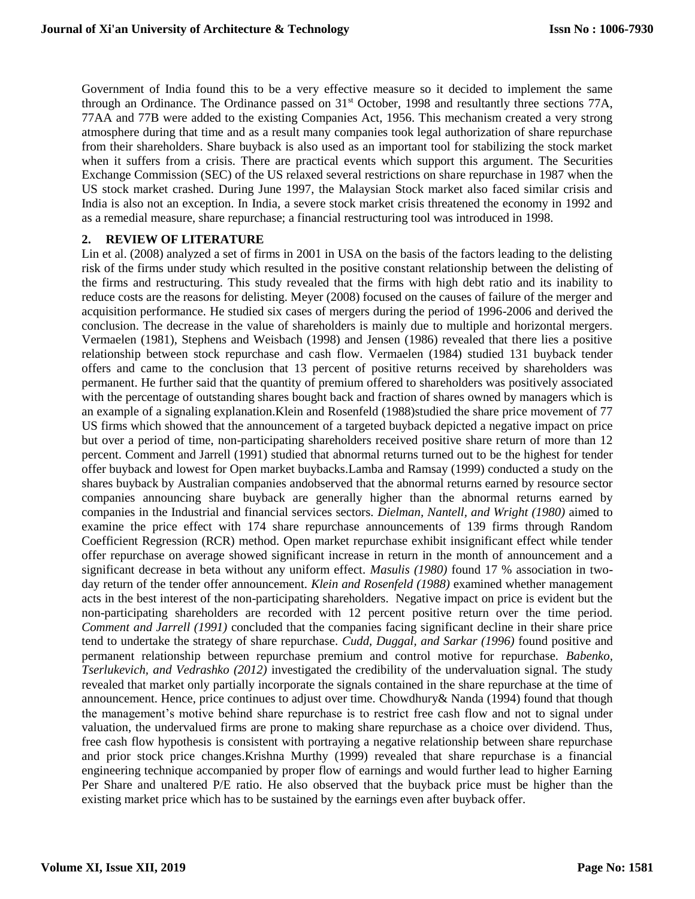Government of India found this to be a very effective measure so it decided to implement the same through an Ordinance. The Ordinance passed on 31st October, 1998 and resultantly three sections 77A, 77AA and 77B were added to the existing Companies Act, 1956. This mechanism created a very strong atmosphere during that time and as a result many companies took legal authorization of share repurchase from their shareholders. Share buyback is also used as an important tool for stabilizing the stock market when it suffers from a crisis. There are practical events which support this argument. The Securities Exchange Commission (SEC) of the US relaxed several restrictions on share repurchase in 1987 when the US stock market crashed. During June 1997, the Malaysian Stock market also faced similar crisis and India is also not an exception. In India, a severe stock market crisis threatened the economy in 1992 and as a remedial measure, share repurchase; a financial restructuring tool was introduced in 1998.

## 2. REVIEW OF LITERATURE

Lin et al. (2008) analyzed a set of firms in 2001 in USA on the basis of the factors leading to the delisting risk of the firms under study which resulted in the positive constant relationship between the delisting of the firms and restructuring. This study revealed that the firms with high debt ratio and its inability to reduce costs are the reasons for delisting. Meyer (2008) focused on the causes of failure of the merger and acquisition performance. He studied six cases of mergers during the period of 1996-2006 and derived the conclusion. The decrease in the value of shareholders is mainly due to multiple and horizontal mergers. Vermaelen (1981), Stephens and Weisbach (1998) and Jensen (1986) revealed that there lies a positive relationship between stock repurchase and cash flow. Vermaelen (1984) studied 131 buyback tender offers and came to the conclusion that 13 percent of positive returns received by shareholders was permanent. He further said that the quantity of premium offered to shareholders was positively associated with the percentage of outstanding shares bought back and fraction of shares owned by managers which is an example of a signaling explanation.Klein and Rosenfeld (1988)studied the share price movement of 77 US firms which showed that the announcement of a targeted buyback depicted a negative impact on price but over a period of time, non-participating shareholders received positive share return of more than 12 percent. Comment and Jarrell (1991) studied that abnormal returns turned out to be the highest for tender offer buyback and lowest for Open market buybacks.Lamba and Ramsay (1999) conducted a study on the shares buyback by Australian companies andobserved that the abnormal returns earned by resource sector companies announcing share buyback are generally higher than the abnormal returns earned by companies in the Industrial and financial services sectors. *Dielman, Nantell, and Wright (1980)* aimed to examine the price effect with 174 share repurchase announcements of 139 firms through Random Coefficient Regression (RCR) method. Open market repurchase exhibit insignificant effect while tender offer repurchase on average showed significant increase in return in the month of announcement and a significant decrease in beta without any uniform effect. *Masulis (1980)* found 17 % association in two-day return of the tender offer announcement. *Klein and Rosenfeld (1988)* examined whether management acts in the best interest of the non-participating shareholders. Negative impact on price is evident but the non-participating shareholders are recorded with 12 percent positive return over the time period. *Comment and Jarrell (1991)* concluded that the companies facing significant decline in their share price tend to undertake the strategy of share repurchase. *Cudd, Duggal, and Sarkar (1996)* found positive and permanent relationship between repurchase premium and control motive for repurchase. *Babenko, Tserlukevich, and Vedrashko (2012)* investigated the credibility of the undervaluation signal. The study revealed that market only partially incorporate the signals contained in the share repurchase at the time of announcement. Hence, price continues to adjust over time. Chowdhury& Nanda (1994) found that though the management's motive behind share repurchase is to restrict free cash flow and not to signal under valuation, the undervalued firms are prone to making share repurchase as a choice over dividend. Thus, free cash flow hypothesis is consistent with portraying a negative relationship between share repurchase and prior stock price changes.Krishna Murthy (1999) revealed that share repurchase is a financial engineering technique accompanied by proper flow of earnings and would further lead to higher Earning Per Share and unaltered P/E ratio. He also observed that the buyback price must be higher than the existing market price which has to be sustained by the earnings even after buyback offer.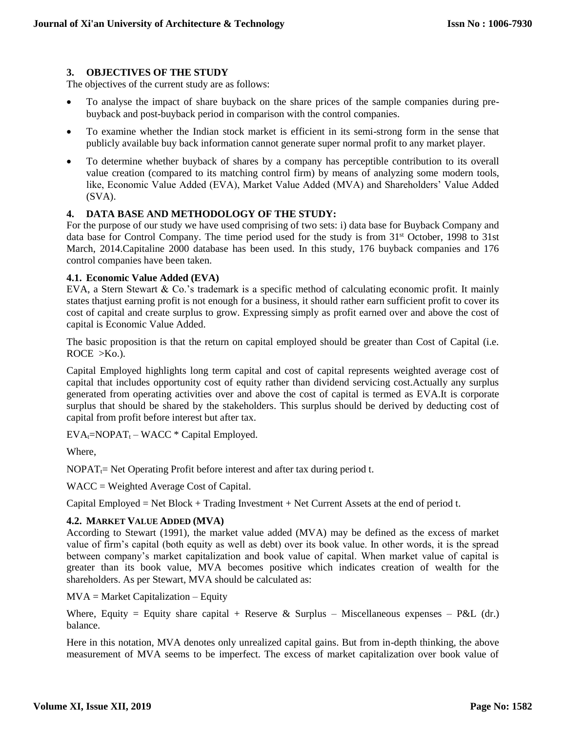## 3. OBJECTIVES OF THE STUDY

The objectives of the current study are as follows:

- To analyse the impact of share buyback on the share prices of the sample companies during pre-buyback and post-buyback period in comparison with the control companies.
- To examine whether the Indian stock market is efficient in its semi-strong form in the sense that publicly available buy back information cannot generate super normal profit to any market player.
- To determine whether buyback of shares by a company has perceptible contribution to its overall value creation (compared to its matching control firm) by means of analyzing some modern tools, like, Economic Value Added (EVA), Market Value Added (MVA) and Shareholders' Value Added (SVA).

## 4. DATA BASE AND METHODOLOGY OF THE STUDY:

For the purpose of our study we have used comprising of two sets: i) data base for Buyback Company and data base for Control Company. The time period used for the study is from 31st October, 1998 to 31st March, 2014.Capitaline 2000 database has been used. In this study, 176 buyback companies and 176 control companies have been taken.

### 4.1. Economic Value Added (EVA)

EVA, a Stern Stewart & Co.'s trademark is a specific method of calculating economic profit. It mainly states thatjust earning profit is not enough for a business, it should rather earn sufficient profit to cover its cost of capital and create surplus to grow. Expressing simply as profit earned over and above the cost of capital is Economic Value Added.

The basic proposition is that the return on capital employed should be greater than Cost of Capital (i.e. ROCE >Ko.).

Capital Employed highlights long term capital and cost of capital represents weighted average cost of capital that includes opportunity cost of equity rather than dividend servicing cost.Actually any surplus generated from operating activities over and above the cost of capital is termed as EVA.It is corporate surplus that should be shared by the stakeholders. This surplus should be derived by deducting cost of capital from profit before interest but after tax.

$EVA_t = NOPAT_t - WACC * \text{Capital Employed}$.

Where,

$NOPAT_t$ = Net Operating Profit before interest and after tax during period t.

WACC = Weighted Average Cost of Capital.

Capital Employed = Net Block + Trading Investment + Net Current Assets at the end of period t.

### 4.2. MARKET VALUE ADDED (MVA)

According to Stewart (1991), the market value added (MVA) may be defined as the excess of market value of firm's capital (both equity as well as debt) over its book value. In other words, it is the spread between company's market capitalization and book value of capital. When market value of capital is greater than its book value, MVA becomes positive which indicates creation of wealth for the shareholders. As per Stewart, MVA should be calculated as:

MVA = Market Capitalization – Equity

Where, Equity = Equity share capital + Reserve & Surplus – Miscellaneous expenses – P&L (dr.) balance.

Here in this notation, MVA denotes only unrealized capital gains. But from in-depth thinking, the above measurement of MVA seems to be imperfect. The excess of market capitalization over book value of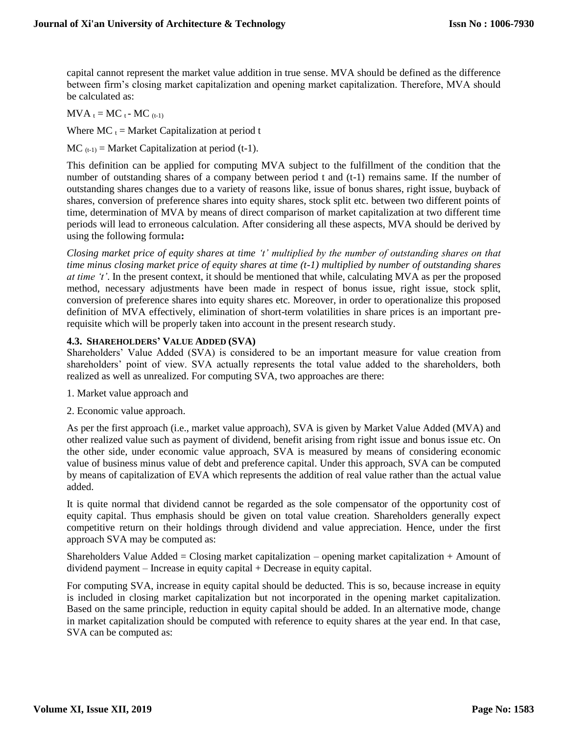capital cannot represent the market value addition in true sense. MVA should be defined as the difference between firm's closing market capitalization and opening market capitalization. Therefore, MVA should be calculated as:

$MVA_t = MC_t - MC_{(t-1)}$

Where $MC_t$ = Market Capitalization at period t

$MC_{(t-1)}$ = Market Capitalization at period (t-1).

This definition can be applied for computing MVA subject to the fulfillment of the condition that the number of outstanding shares of a company between period t and (t-1) remains same. If the number of outstanding shares changes due to a variety of reasons like, issue of bonus shares, right issue, buyback of shares, conversion of preference shares into equity shares, stock split etc. between two different points of time, determination of MVA by means of direct comparison of market capitalization at two different time periods will lead to erroneous calculation. After considering all these aspects, MVA should be derived by using the following formula**:**

*Closing market price of equity shares at time 't' multiplied by the number of outstanding shares on that time minus closing market price of equity shares at time (t-1) multiplied by number of outstanding shares at time 't'.* In the present context, it should be mentioned that while, calculating MVA as per the proposed method, necessary adjustments have been made in respect of bonus issue, right issue, stock split, conversion of preference shares into equity shares etc. Moreover, in order to operationalize this proposed definition of MVA effectively, elimination of short-term volatilities in share prices is an important pre-requisite which will be properly taken into account in the present research study.

### 4.3. Shareholders' Value Added (SVA)

Shareholders' Value Added (SVA) is considered to be an important measure for value creation from shareholders' point of view. SVA actually represents the total value added to the shareholders, both realized as well as unrealized. For computing SVA, two approaches are there:

1. Market value approach and

2. Economic value approach.

As per the first approach (i.e., market value approach), SVA is given by Market Value Added (MVA) and other realized value such as payment of dividend, benefit arising from right issue and bonus issue etc. On the other side, under economic value approach, SVA is measured by means of considering economic value of business minus value of debt and preference capital. Under this approach, SVA can be computed by means of capitalization of EVA which represents the addition of real value rather than the actual value added.

It is quite normal that dividend cannot be regarded as the sole compensator of the opportunity cost of equity capital. Thus emphasis should be given on total value creation. Shareholders generally expect competitive return on their holdings through dividend and value appreciation. Hence, under the first approach SVA may be computed as:

Shareholders Value Added = Closing market capitalization – opening market capitalization + Amount of dividend payment – Increase in equity capital + Decrease in equity capital.

For computing SVA, increase in equity capital should be deducted. This is so, because increase in equity is included in closing market capitalization but not incorporated in the opening market capitalization. Based on the same principle, reduction in equity capital should be added. In an alternative mode, change in market capitalization should be computed with reference to equity shares at the year end. In that case, SVA can be computed as: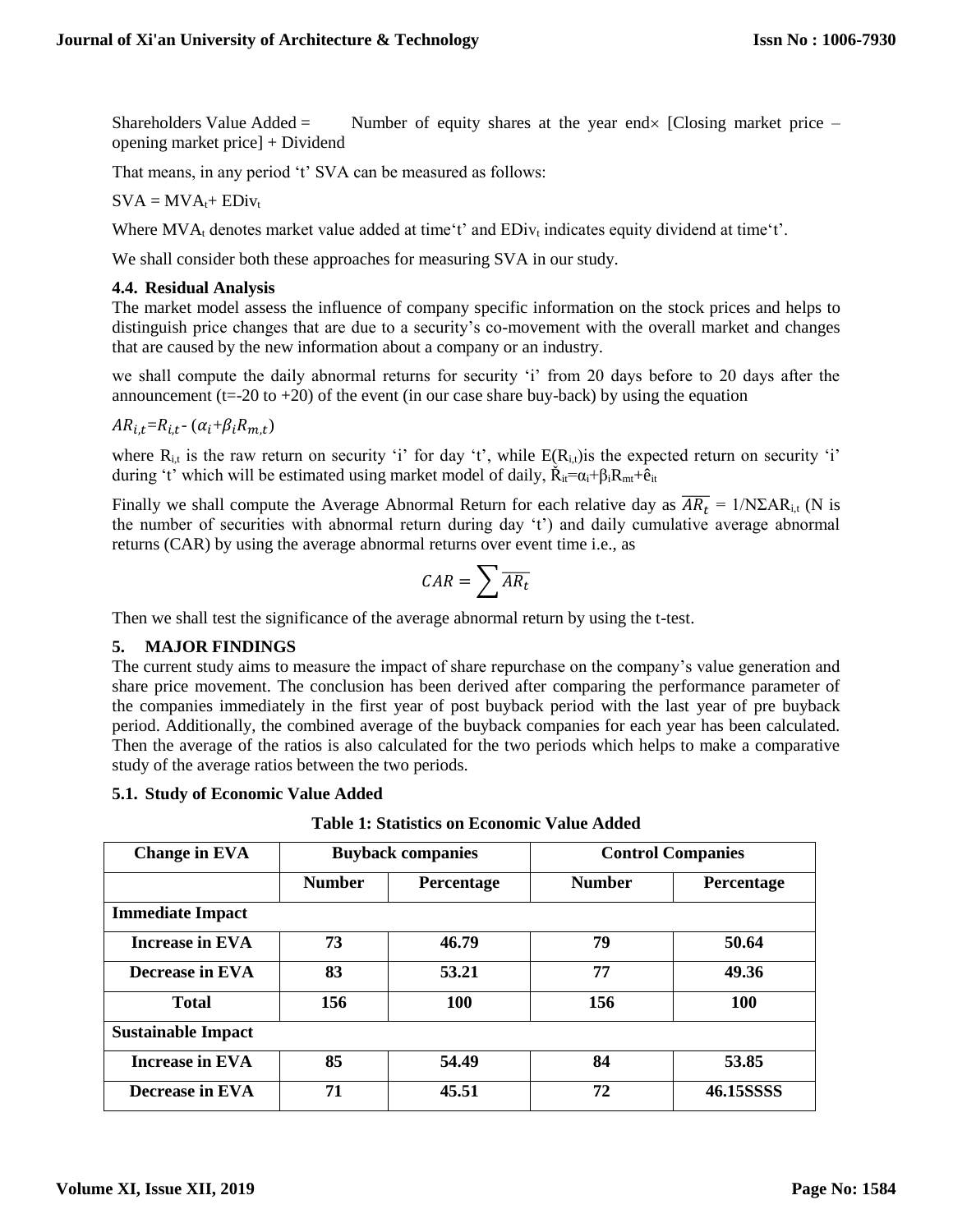Shareholders Value Added = Number of equity shares at the year end× [Closing market price – opening market price] + Dividend

That means, in any period 't' SVA can be measured as follows:

$SVA = MVA_t + EDiv_t$

Where $MVA_t$ denotes market value added at time't' and $EDiv_t$ indicates equity dividend at time't'.

We shall consider both these approaches for measuring SVA in our study.

### 4.4. Residual Analysis

The market model assess the influence of company specific information on the stock prices and helps to distinguish price changes that are due to a security's co-movement with the overall market and changes that are caused by the new information about a company or an industry.

we shall compute the daily abnormal returns for security 'i' from 20 days before to 20 days after the announcement (t=-20 to +20) of the event (in our case share buy-back) by using the equation

$AR_{i,t} = R_{i,t} - (\alpha_i + \beta_i R_{m,t})$

where $R_{i,t}$ is the raw return on security 'i' for day 't', while $E(R_{i,t})$is the expected return on security 'i' during 't' which will be estimated using market model of daily, $\check{R}_{it} = \alpha_i + \beta_i R_{mt} + \hat{e}_{it}$

Finally we shall compute the Average Abnormal Return for each relative day as $\overline{AR_t} = 1/N\Sigma AR_{i,t}$ (N is the number of securities with abnormal return during day 't') and daily cumulative average abnormal returns (CAR) by using the average abnormal returns over event time i.e., as

$$CAR = \sum \overline{AR_t}$$

Then we shall test the significance of the average abnormal return by using the t-test.

## 5. MAJOR FINDINGS

The current study aims to measure the impact of share repurchase on the company's value generation and share price movement. The conclusion has been derived after comparing the performance parameter of the companies immediately in the first year of post buyback period with the last year of pre buyback period. Additionally, the combined average of the buyback companies for each year has been calculated. Then the average of the ratios is also calculated for the two periods which helps to make a comparative study of the average ratios between the two periods.

### 5.1. Study of Economic Value Added

**Table 1: Statistics on Economic Value Added**

| Change in EVA | Buyback companies | | Control Companies | |
|---|---|---|---|---|
| | Number | Percentage | Number | Percentage |
| **Immediate Impact** | | | | |
| Increase in EVA | 73 | 46.79 | 79 | 50.64 |
| Decrease in EVA | 83 | 53.21 | 77 | 49.36 |
| Total | 156 | 100 | 156 | 100 |
| **Sustainable Impact** | | | | |
| Increase in EVA | 85 | 54.49 | 84 | 53.85 |
| Decrease in EVA | 71 | 45.51 | 72 | 46.15SSSS |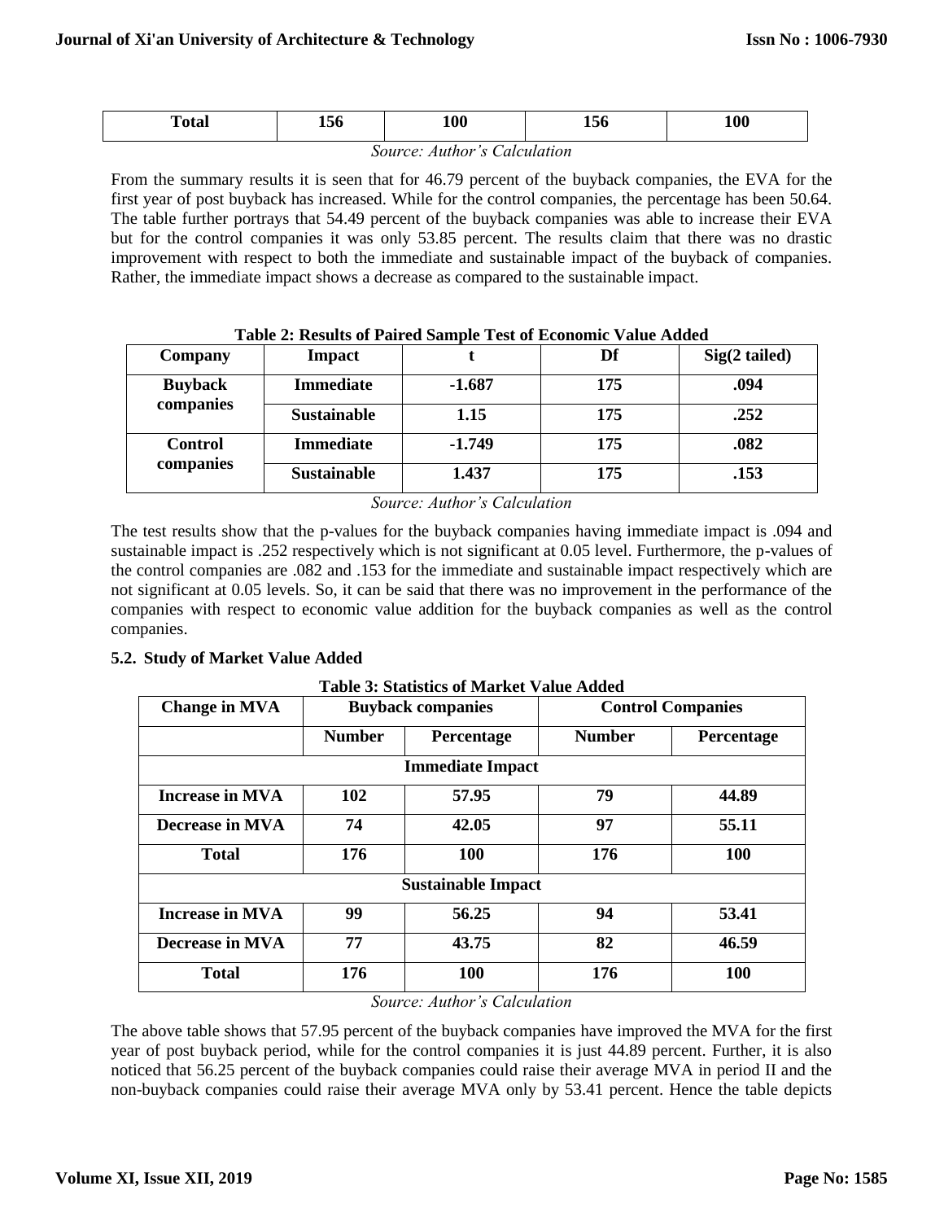| Total | 156 | 100 | 156 | 100 |
|---|---|---|---|---|

*Source: Author's Calculation*

From the summary results it is seen that for 46.79 percent of the buyback companies, the EVA for the first year of post buyback has increased. While for the control companies, the percentage has been 50.64. The table further portrays that 54.49 percent of the buyback companies was able to increase their EVA but for the control companies it was only 53.85 percent. The results claim that there was no drastic improvement with respect to both the immediate and sustainable impact of the buyback of companies. Rather, the immediate impact shows a decrease as compared to the sustainable impact.

**Table 2: Results of Paired Sample Test of Economic Value Added**

| Company | Impact | t | Df | Sig(2 tailed) |
|---|---|---|---|---|
| Buyback companies | Immediate | -1.687 | 175 | .094 |
| | Sustainable | 1.15 | 175 | .252 |
| Control companies | Immediate | -1.749 | 175 | .082 |
| | Sustainable | 1.437 | 175 | .153 |

*Source: Author's Calculation*

The test results show that the p-values for the buyback companies having immediate impact is .094 and sustainable impact is .252 respectively which is not significant at 0.05 level. Furthermore, the p-values of the control companies are .082 and .153 for the immediate and sustainable impact respectively which are not significant at 0.05 levels. So, it can be said that there was no improvement in the performance of the companies with respect to economic value addition for the buyback companies as well as the control companies.

### 5.2. Study of Market Value Added

**Table 3: Statistics of Market Value Added**

| Change in MVA | Buyback companies | | Control Companies | |
|---|---|---|---|---|
| | Number | Percentage | Number | Percentage |
| **Immediate Impact** | | | | |
| Increase in MVA | 102 | 57.95 | 79 | 44.89 |
| Decrease in MVA | 74 | 42.05 | 97 | 55.11 |
| Total | 176 | 100 | 176 | 100 |
| **Sustainable Impact** | | | | |
| Increase in MVA | 99 | 56.25 | 94 | 53.41 |
| Decrease in MVA | 77 | 43.75 | 82 | 46.59 |
| Total | 176 | 100 | 176 | 100 |

*Source: Author's Calculation*

The above table shows that 57.95 percent of the buyback companies have improved the MVA for the first year of post buyback period, while for the control companies it is just 44.89 percent. Further, it is also noticed that 56.25 percent of the buyback companies could raise their average MVA in period II and the non-buyback companies could raise their average MVA only by 53.41 percent. Hence the table depicts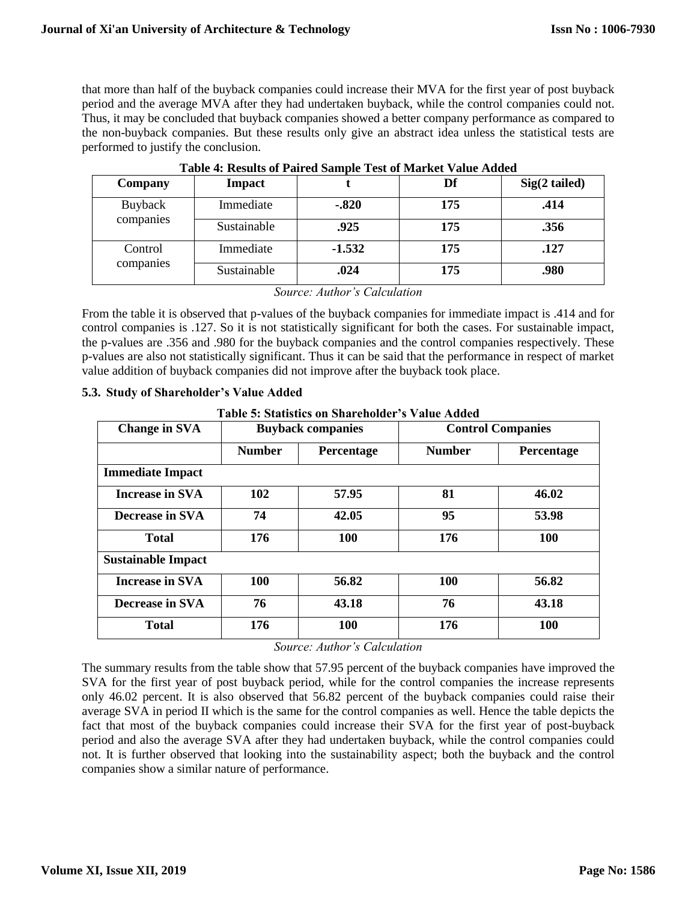that more than half of the buyback companies could increase their MVA for the first year of post buyback period and the average MVA after they had undertaken buyback, while the control companies could not. Thus, it may be concluded that buyback companies showed a better company performance as compared to the non-buyback companies. But these results only give an abstract idea unless the statistical tests are performed to justify the conclusion.

**Table 4: Results of Paired Sample Test of Market Value Added**

| Company | Impact | t | Df | Sig(2 tailed) |
|---|---|---|---|---|
| Buyback companies | Immediate | **-.820** | **175** | **.414** |
| | Sustainable | **.925** | **175** | **.356** |
| Control companies | Immediate | **-1.532** | **175** | **.127** |
| | Sustainable | **.024** | **175** | **.980** |

*Source: Author's Calculation*

From the table it is observed that p-values of the buyback companies for immediate impact is .414 and for control companies is .127. So it is not statistically significant for both the cases. For sustainable impact, the p-values are .356 and .980 for the buyback companies and the control companies respectively. These p-values are also not statistically significant. Thus it can be said that the performance in respect of market value addition of buyback companies did not improve after the buyback took place.

### 5.3. Study of Shareholder's Value Added

**Table 5: Statistics on Shareholder's Value Added**

| Change in SVA | Buyback companies | | Control Companies | |
|---|---|---|---|---|
| | Number | Percentage | Number | Percentage |
| **Immediate Impact** | | | | |
| Increase in SVA | 102 | 57.95 | 81 | 46.02 |
| Decrease in SVA | 74 | 42.05 | 95 | 53.98 |
| Total | 176 | 100 | 176 | 100 |
| **Sustainable Impact** | | | | |
| Increase in SVA | 100 | 56.82 | 100 | 56.82 |
| Decrease in SVA | 76 | 43.18 | 76 | 43.18 |
| Total | 176 | 100 | 176 | 100 |

*Source: Author's Calculation*

The summary results from the table show that 57.95 percent of the buyback companies have improved the SVA for the first year of post buyback period, while for the control companies the increase represents only 46.02 percent. It is also observed that 56.82 percent of the buyback companies could raise their average SVA in period II which is the same for the control companies as well. Hence the table depicts the fact that most of the buyback companies could increase their SVA for the first year of post-buyback period and also the average SVA after they had undertaken buyback, while the control companies could not. It is further observed that looking into the sustainability aspect; both the buyback and the control companies show a similar nature of performance.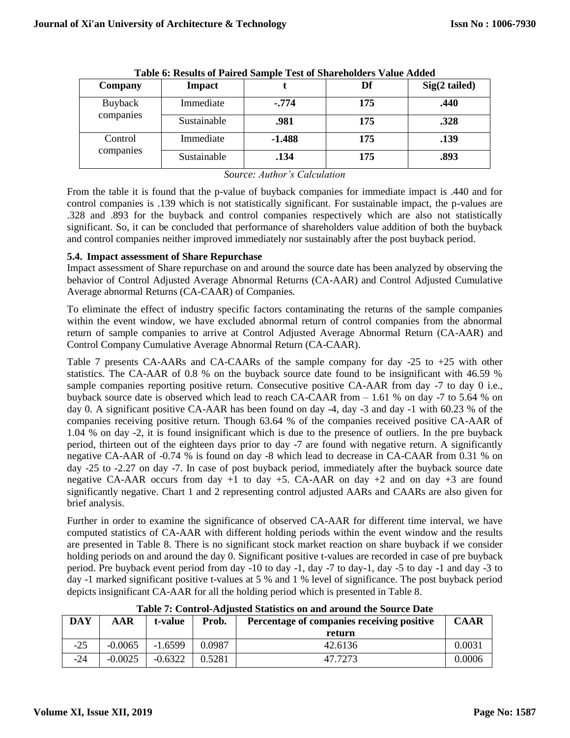**Table 6: Results of Paired Sample Test of Shareholders Value Added**

| Company | Impact | t | Df | Sig(2 tailed) |
|---|---|---|---|---|
| Buyback companies | Immediate | **-.774** | **175** | **.440** |
| | Sustainable | **.981** | **175** | **.328** |
| Control companies | Immediate | **-1.488** | **175** | **.139** |
| | Sustainable | **.134** | **175** | **.893** |

*Source: Author's Calculation*

From the table it is found that the p-value of buyback companies for immediate impact is .440 and for control companies is .139 which is not statistically significant. For sustainable impact, the p-values are .328 and .893 for the buyback and control companies respectively which are also not statistically significant. So, it can be concluded that performance of shareholders value addition of both the buyback and control companies neither improved immediately nor sustainably after the post buyback period.

### 5.4. Impact assessment of Share Repurchase

Impact assessment of Share repurchase on and around the source date has been analyzed by observing the behavior of Control Adjusted Average Abnormal Returns (CA-AAR) and Control Adjusted Cumulative Average abnormal Returns (CA-CAAR) of Companies.

To eliminate the effect of industry specific factors contaminating the returns of the sample companies within the event window, we have excluded abnormal return of control companies from the abnormal return of sample companies to arrive at Control Adjusted Average Abnormal Return (CA-AAR) and Control Company Cumulative Average Abnormal Return (CA-CAAR).

Table 7 presents CA-AARs and CA-CAARs of the sample company for day -25 to +25 with other statistics. The CA-AAR of 0.8 % on the buyback source date found to be insignificant with 46.59 % sample companies reporting positive return. Consecutive positive CA-AAR from day -7 to day 0 i.e., buyback source date is observed which lead to reach CA-CAAR from – 1.61 % on day -7 to 5.64 % on day 0. A significant positive CA-AAR has been found on day -4, day -3 and day -1 with 60.23 % of the companies receiving positive return. Though 63.64 % of the companies received positive CA-AAR of 1.04 % on day -2, it is found insignificant which is due to the presence of outliers. In the pre buyback period, thirteen out of the eighteen days prior to day -7 are found with negative return. A significantly negative CA-AAR of -0.74 % is found on day -8 which lead to decrease in CA-CAAR from 0.31 % on day -25 to -2.27 on day -7. In case of post buyback period, immediately after the buyback source date negative CA-AAR occurs from day +1 to day +5. CA-AAR on day +2 and on day +3 are found significantly negative. Chart 1 and 2 representing control adjusted AARs and CAARs are also given for brief analysis.

Further in order to examine the significance of observed CA-AAR for different time interval, we have computed statistics of CA-AAR with different holding periods within the event window and the results are presented in Table 8. There is no significant stock market reaction on share buyback if we consider holding periods on and around the day 0. Significant positive t-values are recorded in case of pre buyback period. Pre buyback event period from day -10 to day -1, day -7 to day-1, day -5 to day -1 and day -3 to day -1 marked significant positive t-values at 5 % and 1 % level of significance. The post buyback period depicts insignificant CA-AAR for all the holding period which is presented in Table 8.

**Table 7: Control-Adjusted Statistics on and around the Source Date**

| DAY | AAR | t-value | Prob. | Percentage of companies receiving positive return | CAAR |
|---|---|---|---|---|---|
| -25 | -0.0065 | -1.6599 | 0.0987 | 42.6136 | 0.0031 |
| -24 | -0.0025 | -0.6322 | 0.5281 | 47.7273 | 0.0006 |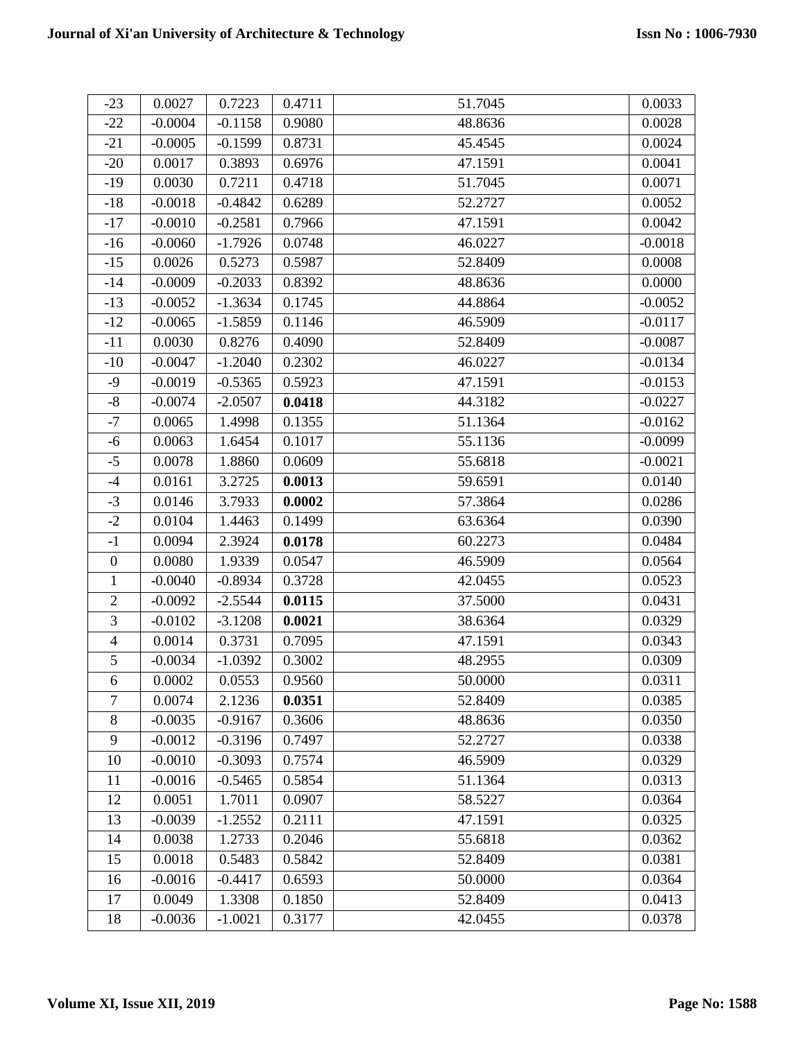| -23 | 0.0027 | 0.7223 | 0.4711 | 51.7045 | 0.0033 |
|---|---|---|---|---|---|
| -22 | -0.0004 | -0.1158 | 0.9080 | 48.8636 | 0.0028 |
| -21 | -0.0005 | -0.1599 | 0.8731 | 45.4545 | 0.0024 |
| -20 | 0.0017 | 0.3893 | 0.6976 | 47.1591 | 0.0041 |
| -19 | 0.0030 | 0.7211 | 0.4718 | 51.7045 | 0.0071 |
| -18 | -0.0018 | -0.4842 | 0.6289 | 52.2727 | 0.0052 |
| -17 | -0.0010 | -0.2581 | 0.7966 | 47.1591 | 0.0042 |
| -16 | -0.0060 | -1.7926 | 0.0748 | 46.0227 | -0.0018 |
| -15 | 0.0026 | 0.5273 | 0.5987 | 52.8409 | 0.0008 |
| -14 | -0.0009 | -0.2033 | 0.8392 | 48.8636 | 0.0000 |
| -13 | -0.0052 | -1.3634 | 0.1745 | 44.8864 | -0.0052 |
| -12 | -0.0065 | -1.5859 | 0.1146 | 46.5909 | -0.0117 |
| -11 | 0.0030 | 0.8276 | 0.4090 | 52.8409 | -0.0087 |
| -10 | -0.0047 | -1.2040 | 0.2302 | 46.0227 | -0.0134 |
| -9 | -0.0019 | -0.5365 | 0.5923 | 47.1591 | -0.0153 |
| -8 | -0.0074 | -2.0507 | **0.0418** | 44.3182 | -0.0227 |
| -7 | 0.0065 | 1.4998 | 0.1355 | 51.1364 | -0.0162 |
| -6 | 0.0063 | 1.6454 | 0.1017 | 55.1136 | -0.0099 |
| -5 | 0.0078 | 1.8860 | 0.0609 | 55.6818 | -0.0021 |
| -4 | 0.0161 | 3.2725 | **0.0013** | 59.6591 | 0.0140 |
| -3 | 0.0146 | 3.7933 | **0.0002** | 57.3864 | 0.0286 |
| -2 | 0.0104 | 1.4463 | 0.1499 | 63.6364 | 0.0390 |
| -1 | 0.0094 | 2.3924 | **0.0178** | 60.2273 | 0.0484 |
| 0 | 0.0080 | 1.9339 | 0.0547 | 46.5909 | 0.0564 |
| 1 | -0.0040 | -0.8934 | 0.3728 | 42.0455 | 0.0523 |
| 2 | -0.0092 | -2.5544 | **0.0115** | 37.5000 | 0.0431 |
| 3 | -0.0102 | -3.1208 | **0.0021** | 38.6364 | 0.0329 |
| 4 | 0.0014 | 0.3731 | 0.7095 | 47.1591 | 0.0343 |
| 5 | -0.0034 | -1.0392 | 0.3002 | 48.2955 | 0.0309 |
| 6 | 0.0002 | 0.0553 | 0.9560 | 50.0000 | 0.0311 |
| 7 | 0.0074 | 2.1236 | **0.0351** | 52.8409 | 0.0385 |
| 8 | -0.0035 | -0.9167 | 0.3606 | 48.8636 | 0.0350 |
| 9 | -0.0012 | -0.3196 | 0.7497 | 52.2727 | 0.0338 |
| 10 | -0.0010 | -0.3093 | 0.7574 | 46.5909 | 0.0329 |
| 11 | -0.0016 | -0.5465 | 0.5854 | 51.1364 | 0.0313 |
| 12 | 0.0051 | 1.7011 | 0.0907 | 58.5227 | 0.0364 |
| 13 | -0.0039 | -1.2552 | 0.2111 | 47.1591 | 0.0325 |
| 14 | 0.0038 | 1.2733 | 0.2046 | 55.6818 | 0.0362 |
| 15 | 0.0018 | 0.5483 | 0.5842 | 52.8409 | 0.0381 |
| 16 | -0.0016 | -0.4417 | 0.6593 | 50.0000 | 0.0364 |
| 17 | 0.0049 | 1.3308 | 0.1850 | 52.8409 | 0.0413 |
| 18 | -0.0036 | -1.0021 | 0.3177 | 42.0455 | 0.0378 |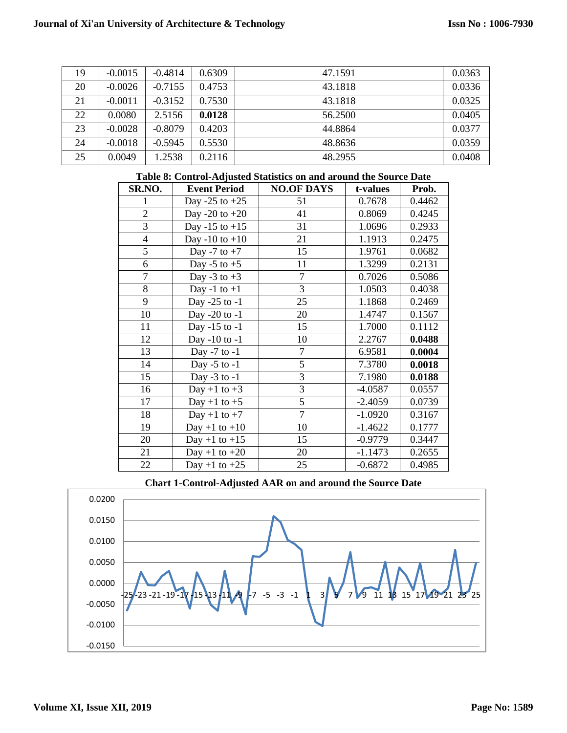| | | | | | |
|---|---|---|---|---|---|
| 19 | -0.0015 | -0.4814 | 0.6309 | 47.1591 | 0.0363 |
| 20 | -0.0026 | -0.7155 | 0.4753 | 43.1818 | 0.0336 |
| 21 | -0.0011 | -0.3152 | 0.7530 | 43.1818 | 0.0325 |
| 22 | 0.0080 | 2.5156 | **0.0128** | 56.2500 | 0.0405 |
| 23 | -0.0028 | -0.8079 | 0.4203 | 44.8864 | 0.0377 |
| 24 | -0.0018 | -0.5945 | 0.5530 | 48.8636 | 0.0359 |
| 25 | 0.0049 | 1.2538 | 0.2116 | 48.2955 | 0.0408 |

**Table 8: Control-Adjusted Statistics on and around the Source Date**

| SR.NO. | Event Period | NO.OF DAYS | t-values | Prob. |
|---|---|---|---|---|
| 1 | Day -25 to +25 | 51 | 0.7678 | 0.4462 |
| 2 | Day -20 to +20 | 41 | 0.8069 | 0.4245 |
| 3 | Day -15 to +15 | 31 | 1.0696 | 0.2933 |
| 4 | Day -10 to +10 | 21 | 1.1913 | 0.2475 |
| 5 | Day -7 to +7 | 15 | 1.9761 | 0.0682 |
| 6 | Day -5 to +5 | 11 | 1.3299 | 0.2131 |
| 7 | Day -3 to +3 | 7 | 0.7026 | 0.5086 |
| 8 | Day -1 to +1 | 3 | 1.0503 | 0.4038 |
| 9 | Day -25 to -1 | 25 | 1.1868 | 0.2469 |
| 10 | Day -20 to -1 | 20 | 1.4747 | 0.1567 |
| 11 | Day -15 to -1 | 15 | 1.7000 | 0.1112 |
| 12 | Day -10 to -1 | 10 | 2.2767 | **0.0488** |
| 13 | Day -7 to -1 | 7 | 6.9581 | **0.0004** |
| 14 | Day -5 to -1 | 5 | 7.3780 | **0.0018** |
| 15 | Day -3 to -1 | 3 | 7.1980 | **0.0188** |
| 16 | Day +1 to +3 | 3 | -4.0587 | 0.0557 |
| 17 | Day +1 to +5 | 5 | -2.4059 | 0.0739 |
| 18 | Day +1 to +7 | 7 | -1.0920 | 0.3167 |
| 19 | Day +1 to +10 | 10 | -1.4622 | 0.1777 |
| 20 | Day +1 to +15 | 15 | -0.9779 | 0.3447 |
| 21 | Day +1 to +20 | 20 | -1.1473 | 0.2655 |
| 22 | Day +1 to +25 | 25 | -0.6872 | 0.4985 |

**Chart 1-Control-Adjusted AAR on and around the Source Date**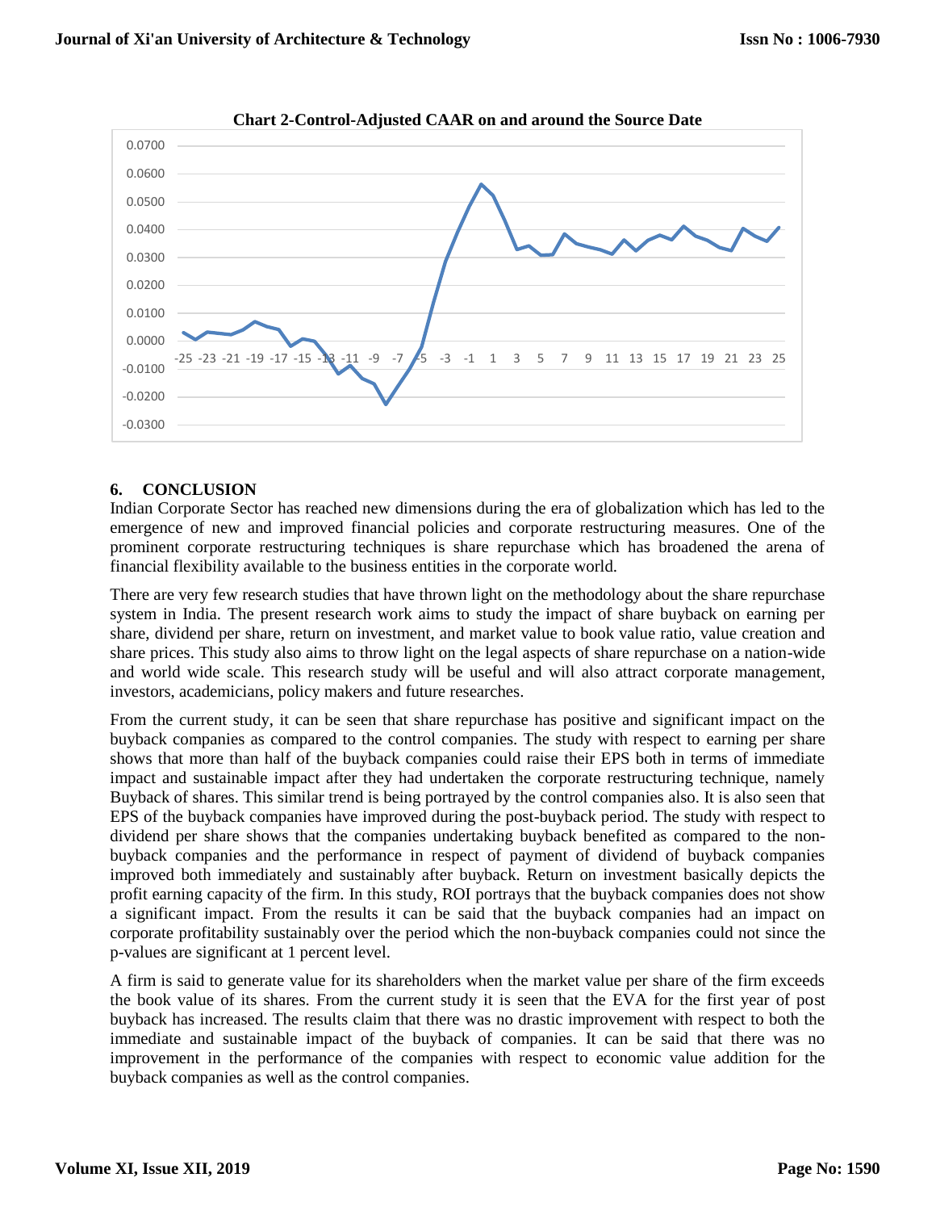**Chart 2-Control-Adjusted CAAR on and around the Source Date**

## 6. CONCLUSION

Indian Corporate Sector has reached new dimensions during the era of globalization which has led to the emergence of new and improved financial policies and corporate restructuring measures. One of the prominent corporate restructuring techniques is share repurchase which has broadened the arena of financial flexibility available to the business entities in the corporate world.

There are very few research studies that have thrown light on the methodology about the share repurchase system in India. The present research work aims to study the impact of share buyback on earning per share, dividend per share, return on investment, and market value to book value ratio, value creation and share prices. This study also aims to throw light on the legal aspects of share repurchase on a nation-wide and world wide scale. This research study will be useful and will also attract corporate management, investors, academicians, policy makers and future researches.

From the current study, it can be seen that share repurchase has positive and significant impact on the buyback companies as compared to the control companies. The study with respect to earning per share shows that more than half of the buyback companies could raise their EPS both in terms of immediate impact and sustainable impact after they had undertaken the corporate restructuring technique, namely Buyback of shares. This similar trend is being portrayed by the control companies also. It is also seen that EPS of the buyback companies have improved during the post-buyback period. The study with respect to dividend per share shows that the companies undertaking buyback benefited as compared to the non-buyback companies and the performance in respect of payment of dividend of buyback companies improved both immediately and sustainably after buyback. Return on investment basically depicts the profit earning capacity of the firm. In this study, ROI portrays that the buyback companies does not show a significant impact. From the results it can be said that the buyback companies had an impact on corporate profitability sustainably over the period which the non-buyback companies could not since the p-values are significant at 1 percent level.

A firm is said to generate value for its shareholders when the market value per share of the firm exceeds the book value of its shares. From the current study it is seen that the EVA for the first year of post buyback has increased. The results claim that there was no drastic improvement with respect to both the immediate and sustainable impact of the buyback of companies. It can be said that there was no improvement in the performance of the companies with respect to economic value addition for the buyback companies as well as the control companies.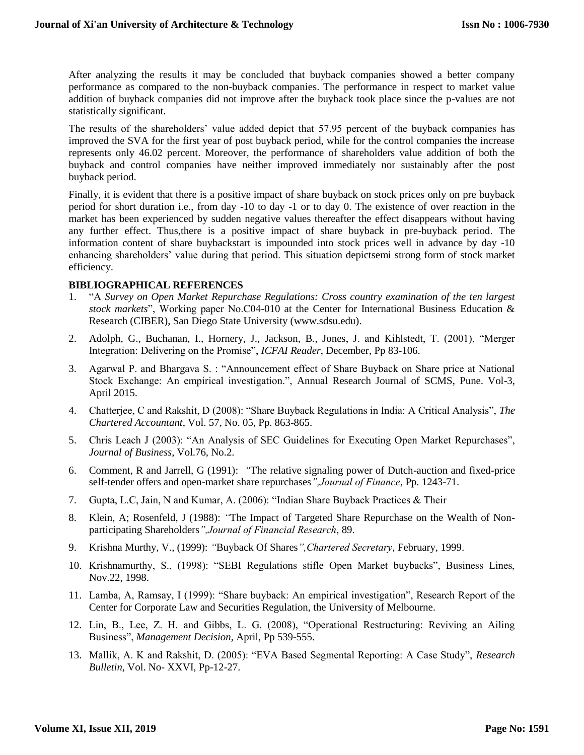After analyzing the results it may be concluded that buyback companies showed a better company performance as compared to the non-buyback companies. The performance in respect to market value addition of buyback companies did not improve after the buyback took place since the p-values are not statistically significant.

The results of the shareholders' value added depict that 57.95 percent of the buyback companies has improved the SVA for the first year of post buyback period, while for the control companies the increase represents only 46.02 percent. Moreover, the performance of shareholders value addition of both the buyback and control companies have neither improved immediately nor sustainably after the post buyback period.

Finally, it is evident that there is a positive impact of share buyback on stock prices only on pre buyback period for short duration i.e., from day -10 to day -1 or to day 0. The existence of over reaction in the market has been experienced by sudden negative values thereafter the effect disappears without having any further effect. Thus,there is a positive impact of share buyback in pre-buyback period. The information content of share buybackstart is impounded into stock prices well in advance by day -10 enhancing shareholders' value during that period. This situation depictsemi strong form of stock market efficiency.

## BIBLIOGRAPHICAL REFERENCES

1. "A *Survey on Open Market Repurchase Regulations: Cross country examination of the ten largest stock markets*", Working paper No.C04-010 at the Center for International Business Education & Research (CIBER), San Diego State University (www.sdsu.edu).
2. Adolph, G., Buchanan, I., Hornery, J., Jackson, B., Jones, J. and Kihlstedt, T. (2001), "Merger Integration: Delivering on the Promise", *ICFAI Reader*, December, Pp 83-106.
3. Agarwal P. and Bhargava S. : "Announcement effect of Share Buyback on Share price at National Stock Exchange: An empirical investigation.", Annual Research Journal of SCMS, Pune. Vol-3, April 2015.
4. Chatterjee, C and Rakshit, D (2008): "Share Buyback Regulations in India: A Critical Analysis", *The Chartered Accountant*, Vol. 57, No. 05, Pp. 863-865.
5. Chris Leach J (2003): "An Analysis of SEC Guidelines for Executing Open Market Repurchases", *Journal of Business*, Vol.76, No.2.
6. Comment, R and Jarrell, G (1991): *"*The relative signaling power of Dutch-auction and fixed-price self-tender offers and open-market share repurchases*",Journal of Finance*, Pp. 1243-71.
7. Gupta, L.C, Jain, N and Kumar, A. (2006): "Indian Share Buyback Practices & Their
8. Klein, A; Rosenfeld, J (1988): *"*The Impact of Targeted Share Repurchase on the Wealth of Non-participating Shareholders*",Journal of Financial Research*, 89.
9. Krishna Murthy, V., (1999): *"*Buyback Of Shares*",Chartered Secretary*, February, 1999.
10. Krishnamurthy, S., (1998): "SEBI Regulations stifle Open Market buybacks", Business Lines, Nov.22, 1998.
11. Lamba, A, Ramsay, I (1999): "Share buyback: An empirical investigation", Research Report of the Center for Corporate Law and Securities Regulation, the University of Melbourne.
12. Lin, B., Lee, Z. H. and Gibbs, L. G. (2008), "Operational Restructuring: Reviving an Ailing Business", *Management Decision*, April, Pp 539-555.
13. Mallik, A. K and Rakshit, D. (2005): "EVA Based Segmental Reporting: A Case Study", *Research Bulletin*, Vol. No- XXVI, Pp-12-27.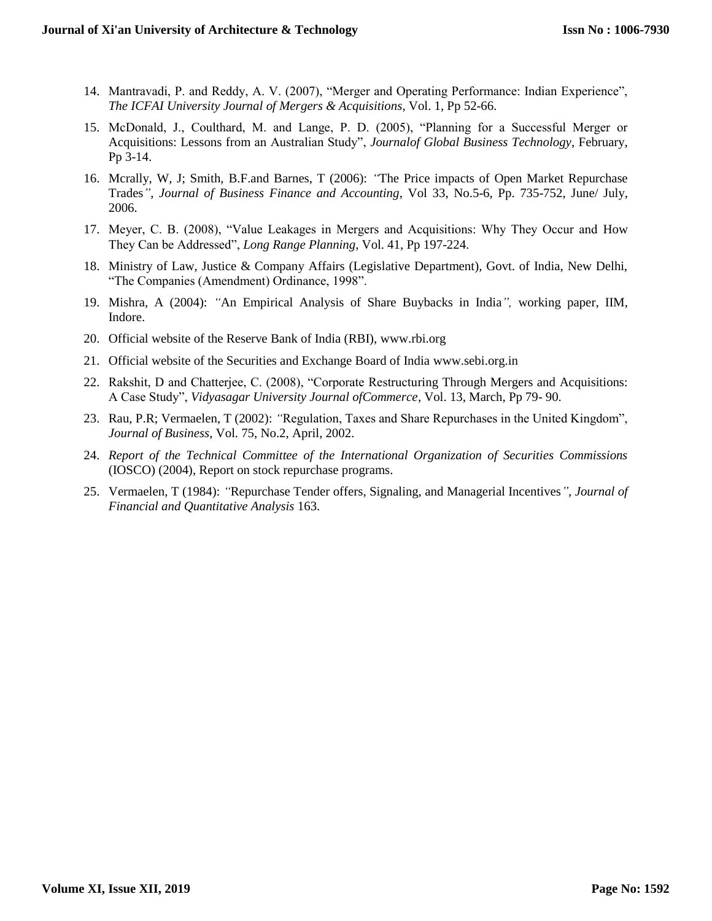14. Mantravadi, P. and Reddy, A. V. (2007), "Merger and Operating Performance: Indian Experience", *The ICFAI University Journal of Mergers & Acquisitions*, Vol. 1, Pp 52-66.
15. McDonald, J., Coulthard, M. and Lange, P. D. (2005), "Planning for a Successful Merger or Acquisitions: Lessons from an Australian Study", *Journalof Global Business Technology*, February, Pp 3-14.
16. Mcrally, W, J; Smith, B.F.and Barnes, T (2006): *"*The Price impacts of Open Market Repurchase Trades*"*, *Journal of Business Finance and Accounting*, Vol 33, No.5-6, Pp. 735-752, June/ July, 2006.
17. Meyer, C. B. (2008), "Value Leakages in Mergers and Acquisitions: Why They Occur and How They Can be Addressed", *Long Range Planning*, Vol. 41, Pp 197-224.
18. Ministry of Law, Justice & Company Affairs (Legislative Department), Govt. of India, New Delhi, "The Companies (Amendment) Ordinance, 1998".
19. Mishra, A (2004): *"*An Empirical Analysis of Share Buybacks in India*",* working paper, IIM, Indore.
20. Official website of the Reserve Bank of India (RBI), www.rbi.org
21. Official website of the Securities and Exchange Board of India www.sebi.org.in
22. Rakshit, D and Chatterjee, C. (2008), "Corporate Restructuring Through Mergers and Acquisitions: A Case Study", *Vidyasagar University Journal ofCommerce*, Vol. 13, March, Pp 79- 90.
23. Rau, P.R; Vermaelen, T (2002): *"*Regulation, Taxes and Share Repurchases in the United Kingdom", *Journal of Business*, Vol. 75, No.2, April, 2002.
24. *Report of the Technical Committee of the International Organization of Securities Commissions* (IOSCO) (2004), Report on stock repurchase programs.
25. Vermaelen, T (1984): *"*Repurchase Tender offers, Signaling, and Managerial Incentives*"*, *Journal of Financial and Quantitative Analysis* 163.